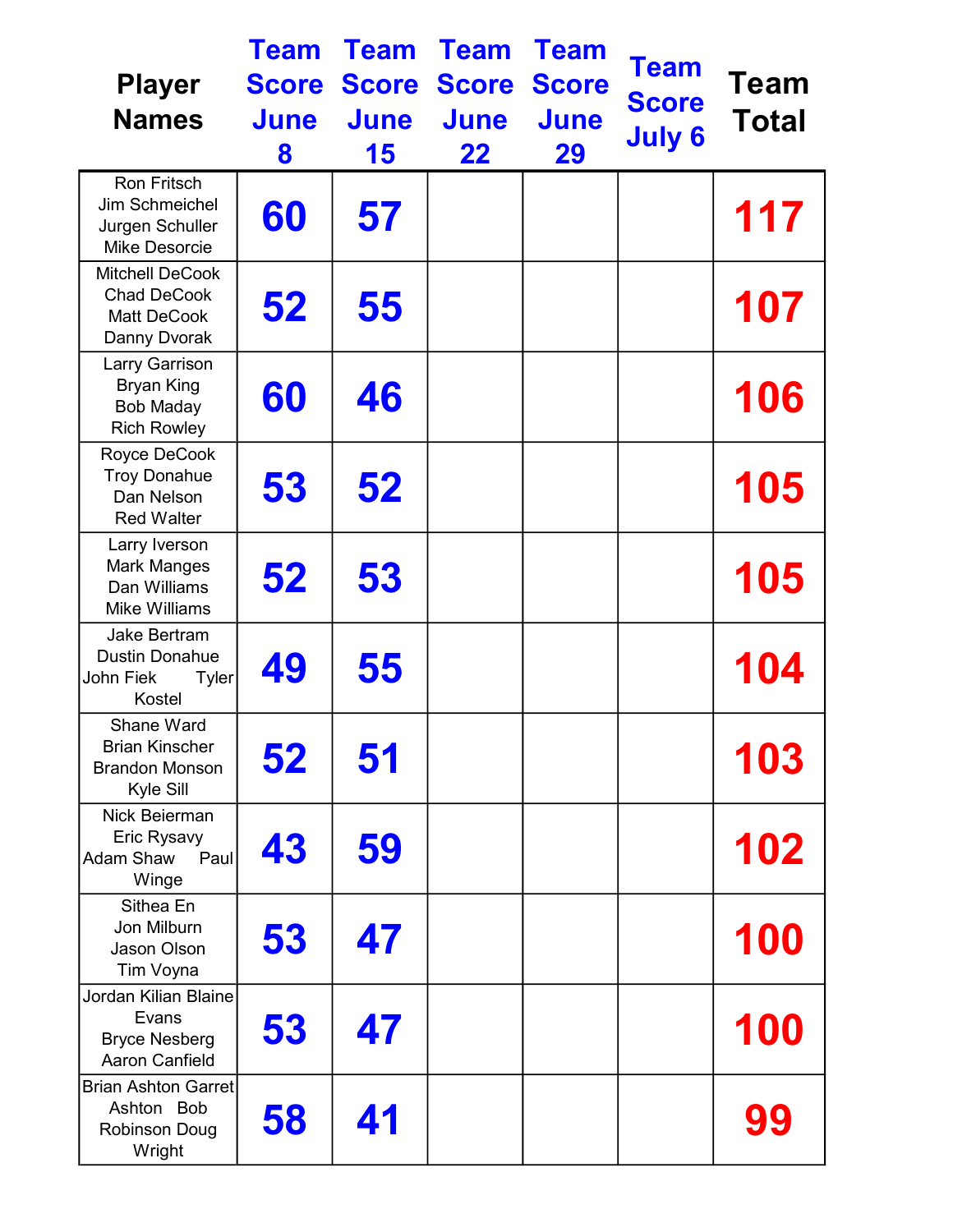| Player Names | Team Score June 8 | Team Score June 15 | Team Score June 22 | Team Score June 29 | Team Score July 6 | Team Total |
|---|---|---|---|---|---|---|
| Ron Fritsch Jim Schmeichel Jurgen Schuller Mike Desorcie | 60 | 57 | | | | 117 |
| Mitchell DeCook Chad DeCook Matt DeCook Danny Dvorak | 52 | 55 | | | | 107 |
| Larry Garrison Bryan King Bob Maday Rich Rowley | 60 | 46 | | | | 106 |
| Royce DeCook Troy Donahue Dan Nelson Red Walter | 53 | 52 | | | | 105 |
| Larry Iverson Mark Manges Dan Williams Mike Williams | 52 | 53 | | | | 105 |
| Jake Bertram Dustin Donahue John Fiek Tyler Kostel | 49 | 55 | | | | 104 |
| Shane Ward Brian Kinscher Brandon Monson Kyle Sill | 52 | 51 | | | | 103 |
| Nick Beierman Eric Rysavy Adam Shaw Paul Winge | 43 | 59 | | | | 102 |
| Sithea En Jon Milburn Jason Olson Tim Voyna | 53 | 47 | | | | 100 |
| Jordan Kilian Blaine Evans Bryce Nesberg Aaron Canfield | 53 | 47 | | | | 100 |
| Brian Ashton Garret Ashton Bob Robinson Doug Wright | 58 | 41 | | | | 99 |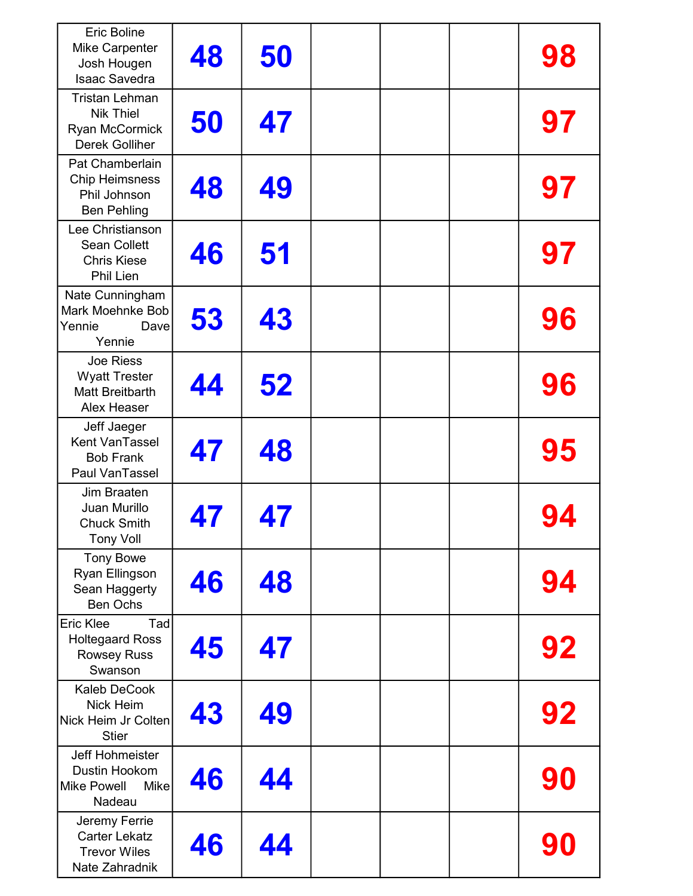| | | | | | | |
|---|---|---|---|---|---|---|
| Eric Boline Mike Carpenter Josh Hougen Isaac Savedra | 48 | 50 | | | | 98 |
| Tristan Lehman Nik Thiel Ryan McCormick Derek Golliher | 50 | 47 | | | | 97 |
| Pat Chamberlain Chip Heimsness Phil Johnson Ben Pehling | 48 | 49 | | | | 97 |
| Lee Christianson Sean Collett Chris Kiese Phil Lien | 46 | 51 | | | | 97 |
| Nate Cunningham Mark Moehnke Bob Yennie Dave Yennie | 53 | 43 | | | | 96 |
| Joe Riess Wyatt Trester Matt Breitbarth Alex Heaser | 44 | 52 | | | | 96 |
| Jeff Jaeger Kent VanTassel Bob Frank Paul VanTassel | 47 | 48 | | | | 95 |
| Jim Braaten Juan Murillo Chuck Smith Tony Voll | 47 | 47 | | | | 94 |
| Tony Bowe Ryan Ellingson Sean Haggerty Ben Ochs | 46 | 48 | | | | 94 |
| Eric Klee Tad Holtegaard Ross Rowsey Russ Swanson | 45 | 47 | | | | 92 |
| Kaleb DeCook Nick Heim Nick Heim Jr Colten Stier | 43 | 49 | | | | 92 |
| Jeff Hohmeister Dustin Hookom Mike Powell Mike Nadeau | 46 | 44 | | | | 90 |
| Jeremy Ferrie Carter Lekatz Trevor Wiles Nate Zahradnik | 46 | 44 | | | | 90 |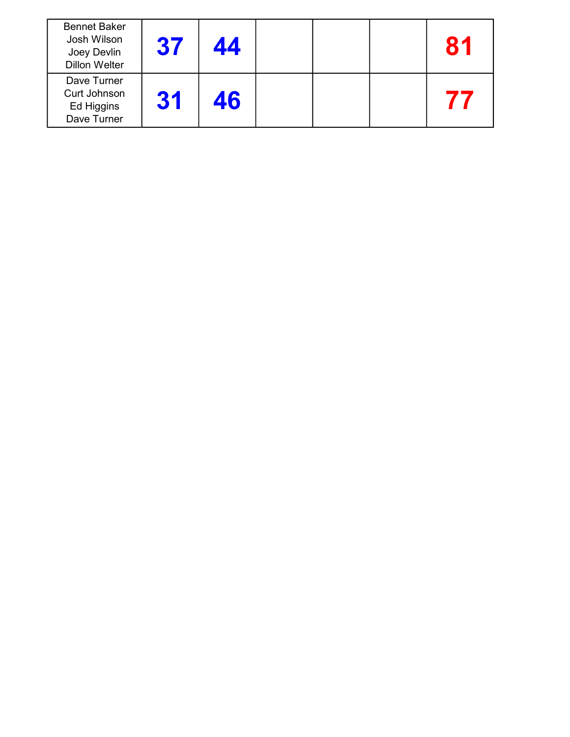| | | | | | | |
|---|---|---|---|---|---|---|
| Bennet Baker<br>Josh Wilson<br>Joey Devlin<br>Dillon Welter | 37 | 44 | | | | 81 |
| Dave Turner<br>Curt Johnson<br>Ed Higgins<br>Dave Turner | 31 | 46 | | | | 77 |